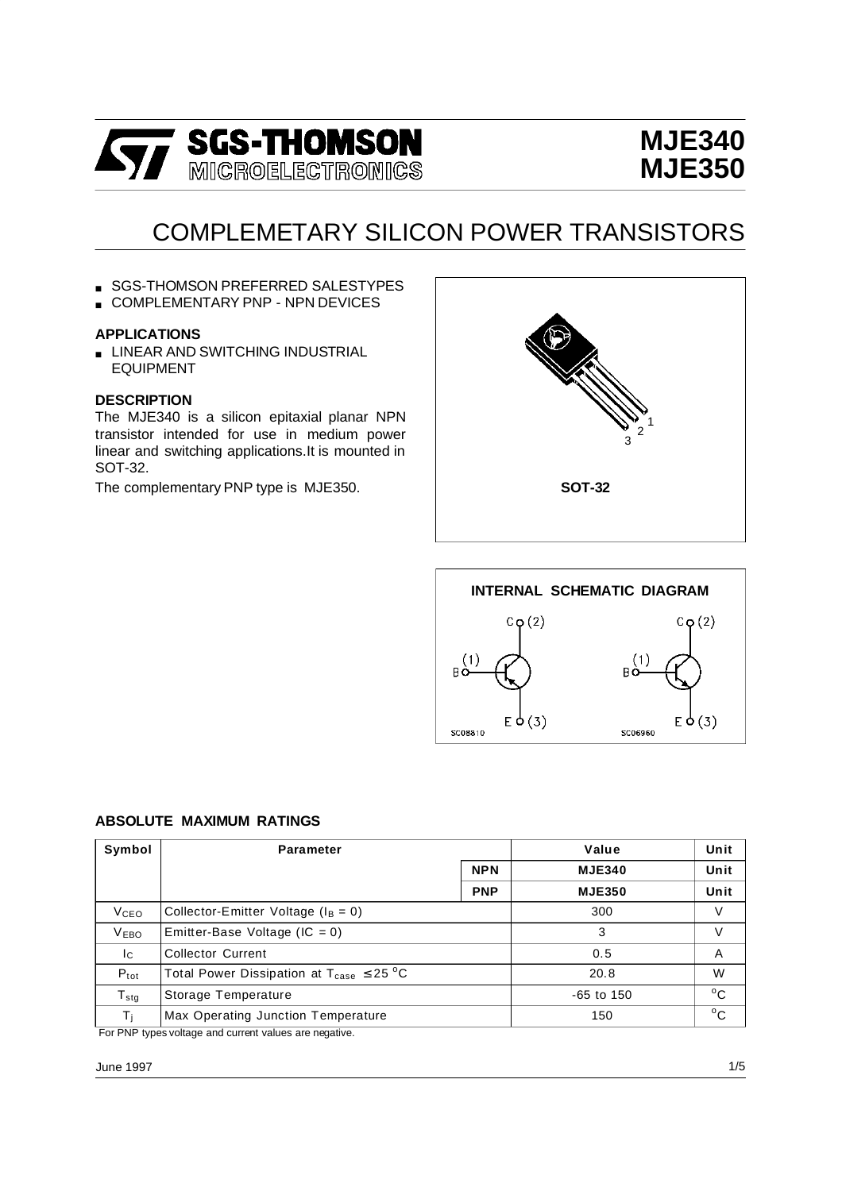# MJE340
# MJE350

## COMPLEMETARY SILICON POWER TRANSISTORS

- SGS-THOMSON PREFERRED SALESTYPES
- COMPLEMENTARY PNP - NPN DEVICES

### APPLICATIONS

- LINEAR AND SWITCHING INDUSTRIAL EQUIPMENT

### DESCRIPTION

The MJE340 is a silicon epitaxial planar NPN transistor intended for use in medium power linear and switching applications.It is mounted in SOT-32.

The complementary PNP type is MJE350.

SOT-32

INTERNAL SCHEMATIC DIAGRAM

### ABSOLUTE MAXIMUM RATINGS

| Symbol | Parameter | | Value | Unit |
|---|---|---|---|---|
| | | NPN | MJE340 | Unit |
| | | PNP | MJE350 | Unit |
| $V_{CEO}$ | Collector-Emitter Voltage ($I_B = 0$) | | 300 | V |
| $V_{EBO}$ | Emitter-Base Voltage ($IC = 0$) | | 3 | V |
| $I_C$ | Collector Current | | 0.5 | A |
| $P_{tot}$ | Total Power Dissipation at $T_{case} \leq 25\ ^oC$ | | 20.8 | W |
| $T_{stg}$ | Storage Temperature | | -65 to 150 | $^oC$ |
| $T_j$ | Max Operating Junction Temperature | | 150 | $^oC$ |

For PNP types voltage and current values are negative.

June 1997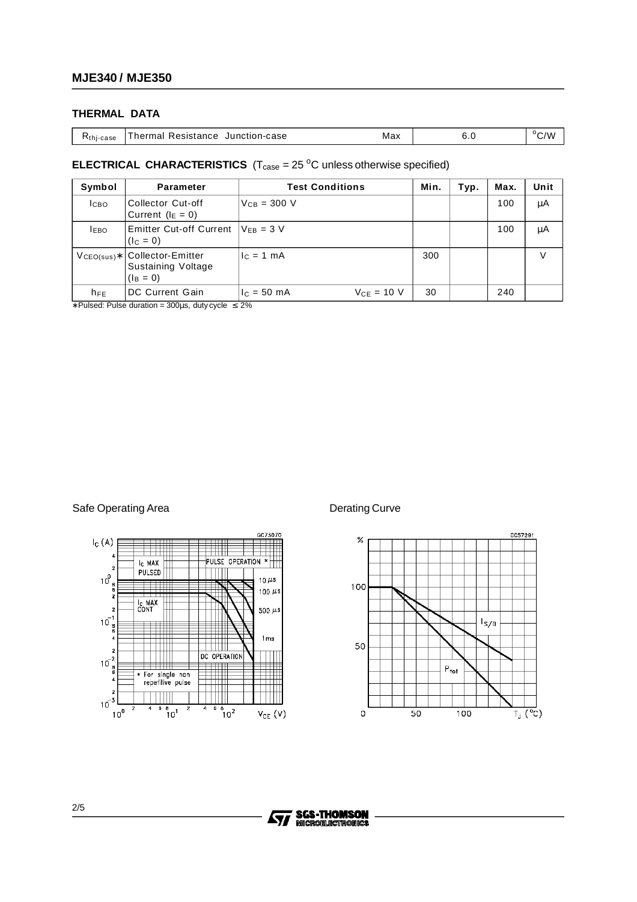## THERMAL DATA

| | | | | |
|---|---|---|---|---|
| $R_{thj-case}$ | Thermal Resistance Junction-case | Max | 6.0 | °C/W |

## ELECTRICAL CHARACTERISTICS ($T_{case}$ = 25 °C unless otherwise specified)

| Symbol | Parameter | Test Conditions | Min. | Typ. | Max. | Unit |
|---|---|---|---|---|---|---|
| $I_{CBO}$ | Collector Cut-off Current ($I_E$ = 0) | $V_{CB}$ = 300 V | | | 100 | μA |
| $I_{EBO}$ | Emitter Cut-off Current ($I_C$ = 0) | $V_{EB}$ = 3 V | | | 100 | μA |
| $V_{CEO(sus)}$* | Collector-Emitter Sustaining Voltage ($I_B$ = 0) | $I_C$ = 1 mA | 300 | | | V |
| $h_{FE}$ | DC Current Gain | $I_C$ = 50 mA $V_{CE}$ = 10 V | 30 | | 240 | |

*Pulsed: Pulse duration = 300μs, duty cycle ≤ 2%

Safe Operating Area

Derating Curve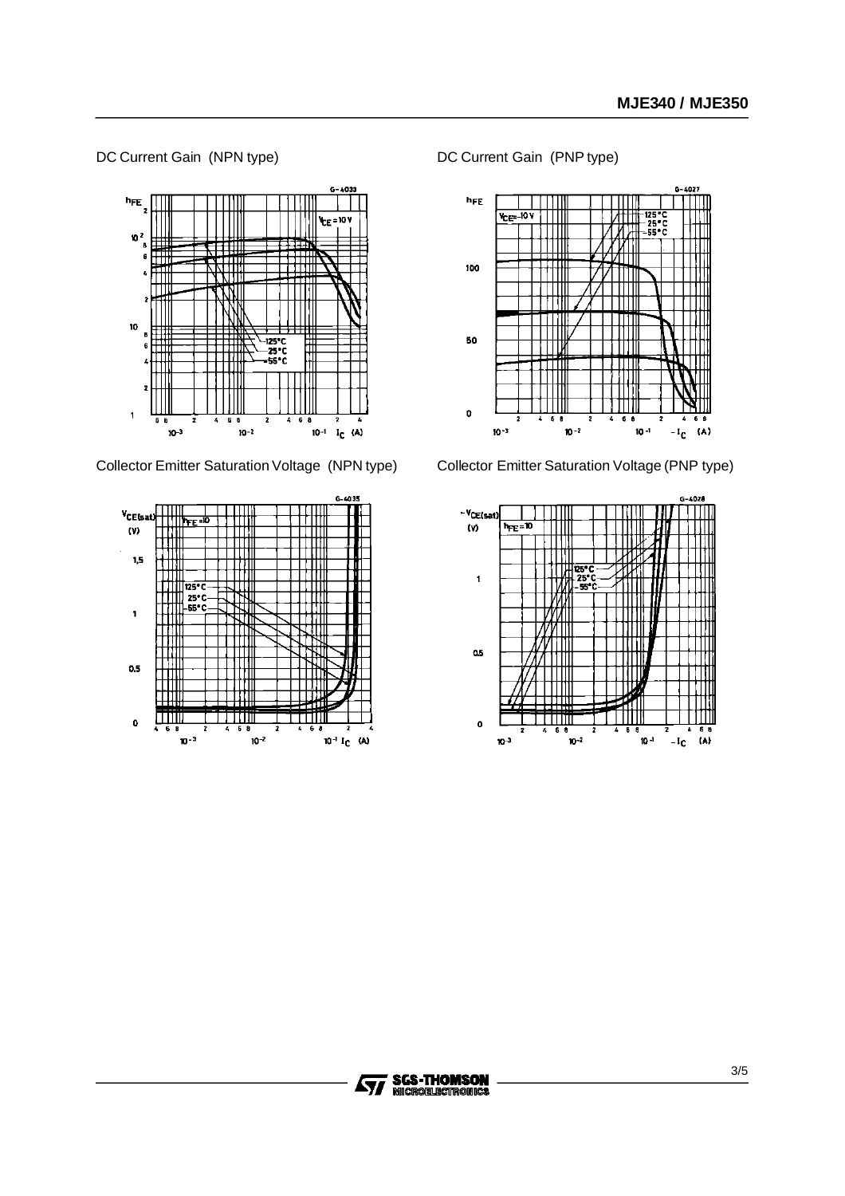DC Current Gain (NPN type)

DC Current Gain (PNP type)

Collector Emitter Saturation Voltage (NPN type)

Collector Emitter Saturation Voltage (PNP type)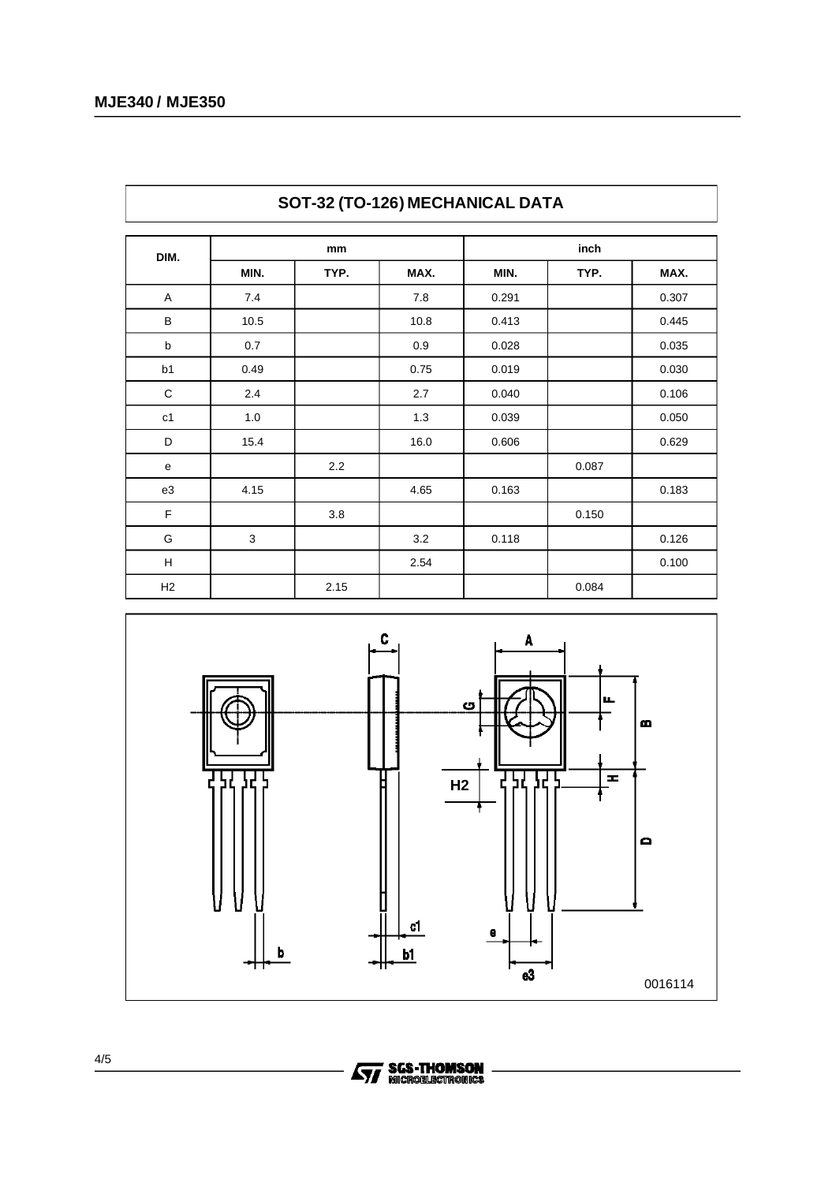## SOT-32 (TO-126) MECHANICAL DATA

| DIM. | mm | | | inch | | |
|---|---|---|---|---|---|---|
| | MIN. | TYP. | MAX. | MIN. | TYP. | MAX. |
| A | 7.4 | | 7.8 | 0.291 | | 0.307 |
| B | 10.5 | | 10.8 | 0.413 | | 0.445 |
| b | 0.7 | | 0.9 | 0.028 | | 0.035 |
| b1 | 0.49 | | 0.75 | 0.019 | | 0.030 |
| C | 2.4 | | 2.7 | 0.040 | | 0.106 |
| c1 | 1.0 | | 1.3 | 0.039 | | 0.050 |
| D | 15.4 | | 16.0 | 0.606 | | 0.629 |
| e | | 2.2 | | | 0.087 | |
| e3 | 4.15 | | 4.65 | 0.163 | | 0.183 |
| F | | 3.8 | | | 0.150 | |
| G | 3 | | 3.2 | 0.118 | | 0.126 |
| H | | | 2.54 | | | 0.100 |
| H2 | | 2.15 | | | 0.084 | |

0016114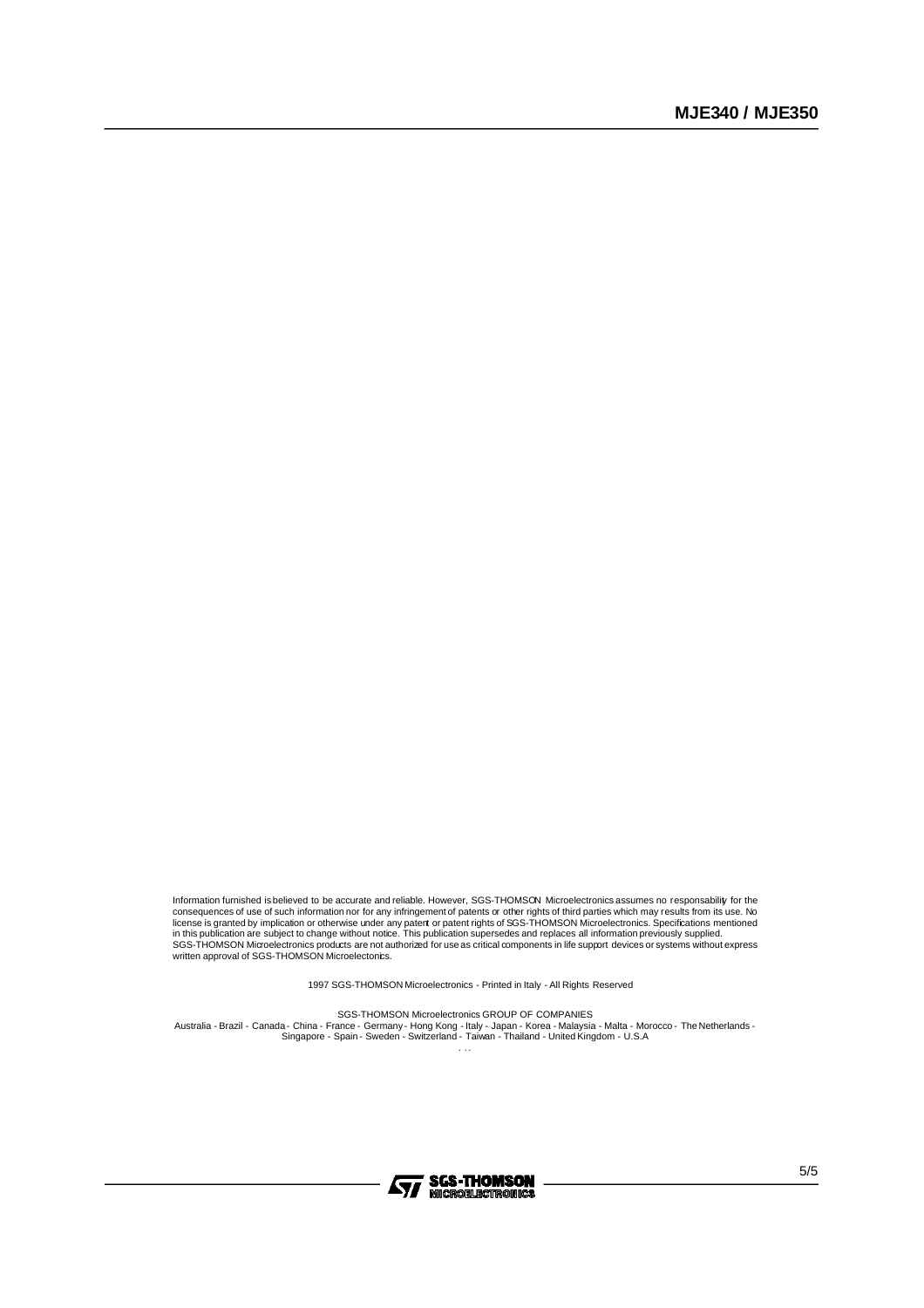Information furnished is believed to be accurate and reliable. However, SGS-THOMSON Microelectronics assumes no responsability for the consequences of use of such information nor for any infringement of patents or other rights of third parties which may results from its use. No license is granted by implication or otherwise under any patent or patent rights of SGS-THOMSON Microelectronics. Specifications mentioned in this publication are subject to change without notice. This publication supersedes and replaces all information previously supplied. SGS-THOMSON Microelectronics products are not authorized for use as critical components in life support devices or systems without express written approval of SGS-THOMSON Microelectonics.

1997 SGS-THOMSON Microelectronics - Printed in Italy - All Rights Reserved

SGS-THOMSON Microelectronics GROUP OF COMPANIES

Australia - Brazil - Canada - China - France - Germany - Hong Kong - Italy - Japan - Korea - Malaysia - Malta - Morocco - The Netherlands - Singapore - Spain - Sweden - Switzerland - Taiwan - Thailand - United Kingdom - U.S.A